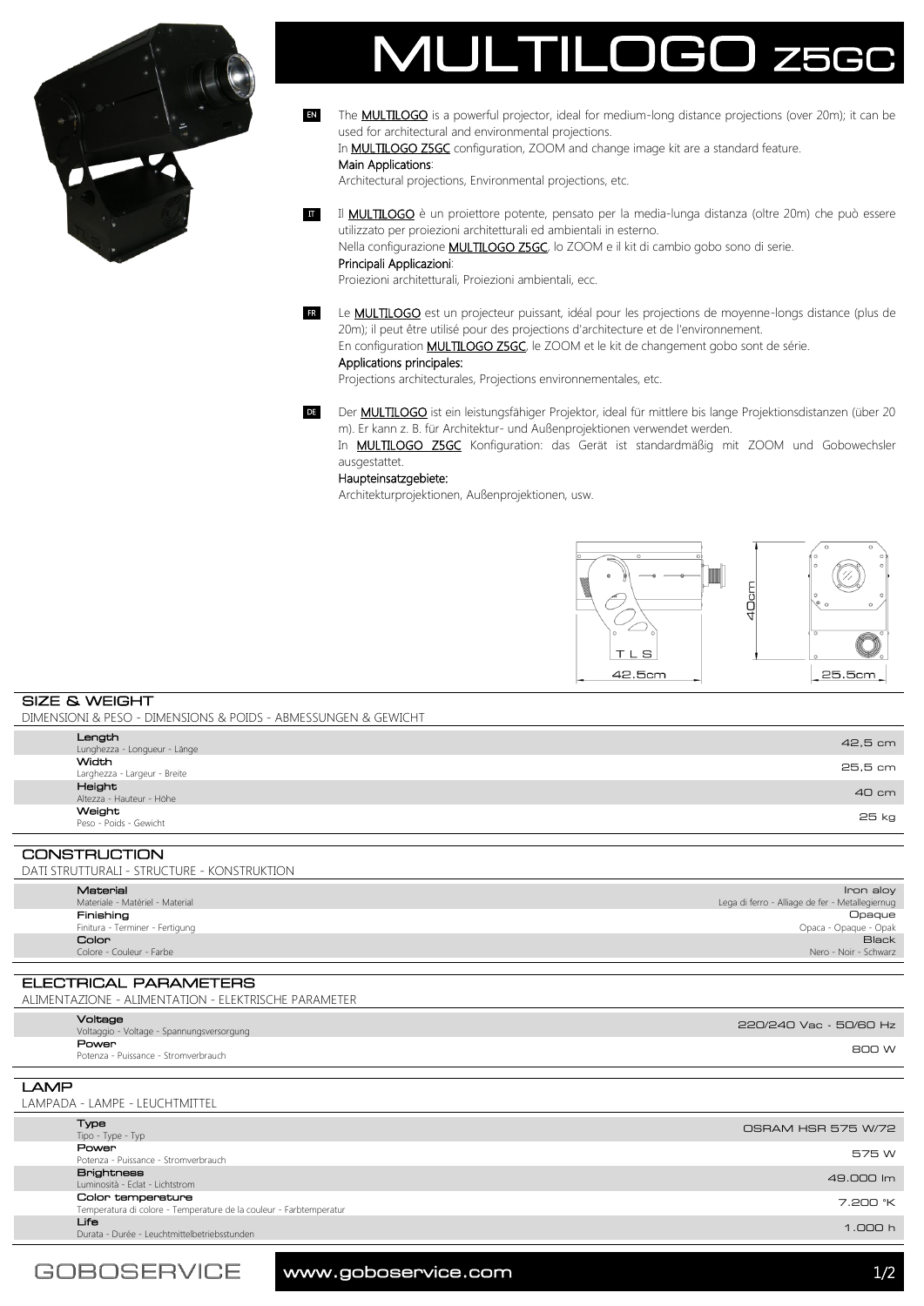# MULTILOGO Z5GC

**EN** The **MULTILOGO** is a powerful projector, ideal for medium-long distance projections (over 20m); it can be used for architectural and environmental projections.
In **MULTILOGO Z5GC** configuration, ZOOM and change image kit are a standard feature.
Main Applications:
Architectural projections, Environmental projections, etc.

**IT** Il **MULTILOGO** è un proiettore potente, pensato per la media-lunga distanza (oltre 20m) che può essere utilizzato per proiezioni architetturali ed ambientali in esterno.
Nella configurazione **MULTILOGO Z5GC**, lo ZOOM e il kit di cambio gobo sono di serie.
Principali Applicazioni:
Proiezioni architetturali, Proiezioni ambientali, ecc.

**FR** Le **MULTILOGO** est un projecteur puissant, idéal pour les projections de moyenne-longs distance (plus de 20m); il peut être utilisé pour des projections d'architecture et de l'environnement.
En configuration **MULTILOGO Z5GC**, le ZOOM et le kit de changement gobo sont de série.
Applications principales:
Projections architecturales, Projections environnementales, etc.

**DE** Der **MULTILOGO** ist ein leistungsfähiger Projektor, ideal für mittlere bis lange Projektionsdistanzen (über 20 m). Er kann z. B. für Architektur- und Außenprojektionen verwendet werden.
In **MULTILOGO Z5GC** Konfiguration: das Gerät ist standardmäßig mit ZOOM und Gobowechsler ausgestattet.
Haupteinsatzgebiete:
Architekturprojektionen, Außenprojektionen, usw.

40cm
42.5cm
25.5cm

## SIZE & WEIGHT
DIMENSIONI & PESO - DIMENSIONS & POIDS - ABMESSUNGEN & GEWICHT

| | |
|---|---|
| **Length** Lunghezza - Longueur - Länge | 42,5 cm |
| **Width** Larghezza - Largeur - Breite | 25,5 cm |
| **Height** Altezza - Hauteur - Höhe | 40 cm |
| **Weight** Peso - Poids - Gewicht | 25 kg |

## CONSTRUCTION
DATI STRUTTURALI - STRUCTURE - KONSTRUKTION

| | |
|---|---|
| **Material** Materiale - Matériel - Material | Iron aloy<br>Lega di ferro - Alliage de fer - Metallegiernug |
| **Finishing** Finitura - Terminer - Fertigung | Opaque<br>Opaca - Opaque - Opak |
| **Color** Colore - Couleur - Farbe | Black<br>Nero - Noir - Schwarz |

## ELECTRICAL PARAMETERS
ALIMENTAZIONE - ALIMENTATION - ELEKTRISCHE PARAMETER

| | |
|---|---|
| **Voltage** Voltaggio - Voltage - Spannungsversorgung | 220/240 Vac - 50/60 Hz |
| **Power** Potenza - Puissance - Stromverbrauch | 800 W |

## LAMP
LAMPADA - LAMPE - LEUCHTMITTEL

| | |
|---|---|
| **Type** Tipo - Type - Typ | OSRAM HSR 575 W/72 |
| **Power** Potenza - Puissance - Stromverbrauch | 575 W |
| **Brightness** Luminosità - Eclat - Lichtstrom | 49.000 lm |
| **Color temperature** Temperatura di colore - Temperature de la couleur - Farbtemperatur | 7.200 °K |
| **Life** Durata - Durée - Leuchtmittelbetriebsstunden | 1.000 h |

GOBOSERVICE www.goboservice.com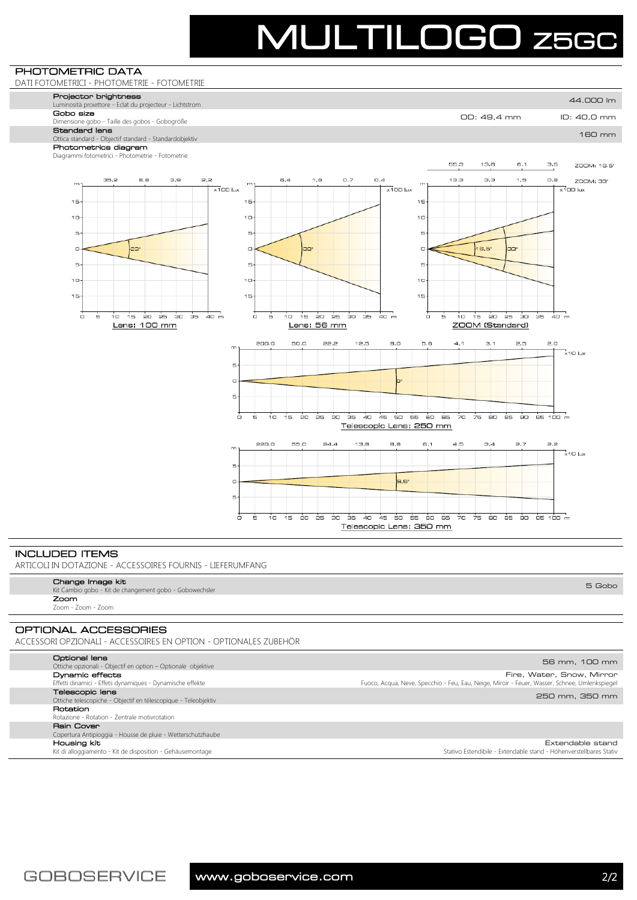# MULTILOGO Z5GC

## PHOTOMETRIC DATA

DATI FOTOMETRICI - PHOTOMETRIE - FOTOMETRIE

| | | |
|---|---|---|
| **Projector brightness**<br>Luminosità proiettore - Eclat du projecteur - Lichtstrom | | 44.000 lm |
| **Gobo size**<br>Dimensione gobo - Taille des gobos - Gobogröße | OD: 49,4 mm | ID: 40,0 mm |
| **Standard lens**<br>Ottica standard - Objectif standard - Standardobjektiv | | 160 mm |

**Photometrics diagram**
Diagrammi fotometrici - Photometrie - Fotometrie

Lens: 100 mm
35.2 8.8 3.9 2.2
x100 lux
23°

Lens: 56 mm
6.4 1.6 0.7 0.4
x100 lux
33°

ZOOM (Standard)
55.3 13.8 6.1 3.5 ZOOM: 16.5°
13.3 3.3 1.5 0.8 ZOOM: 33°
x100 lux
16.5° 33°

Telescopic Lens: 250 mm
200.0 50.0 22.2 12.5 8.0 5.6 4.1 3.1 2.5 2.0
x10 lux
9°

Telescopic Lens: 350 mm
220.0 55.0 24.4 13.8 8.8 6.1 4.5 3.4 2.7 2.2
x10 lux
6.5°

## INCLUDED ITEMS

ARTICOLI IN DOTAZIONE - ACCESSOIRES FOURNIS - LIEFERUMFANG

| | |
|---|---|
| **Change Image kit**<br>Kit Cambio gobo - Kit de changement gobo - Gobowechsler | 5 Gobo |
| **Zoom**<br>Zoom - Zoom - Zoom | |

## OPTIONAL ACCESSORIES

ACCESSORI OPZIONALI - ACCESSOIRES EN OPTION - OPTIONALES ZUBEHÖR

| | |
|---|---|
| **Optional lens**<br>Ottiche opzionali - Objectif en option – Optionale objektive | 56 mm, 100 mm |
| **Dynamic effects**<br>Effetti dinamici - Effets dynamiques - Dynamische effekte | Fire, Water, Snow, Mirror<br>Fuoco, Acqua, Neve, Specchio - Feu, Eau, Neige, Miroir - Feuer, Wasser, Schnee, Umlenkspiegel |
| **Telescopic lens**<br>Ottiche telescopiche - Objectif en télescopique - Teleobjektiv | 250 mm, 350 mm |
| **Rotation**<br>Rotazione - Rotation - Zentrale motivrotation | |
| **Rain Cover**<br>Copertura Antipioggia - Housse de pluie - Wetterschutzhaube | |
| **Housing kit**<br>Kit di alloggiamento - Kit de disposition - Gehäusemontage | Extendable stand<br>Stativo Estendibile - Extendable stand - Höhenverstellbares Stativ |

GOBOSERVICE www.goboservice.com